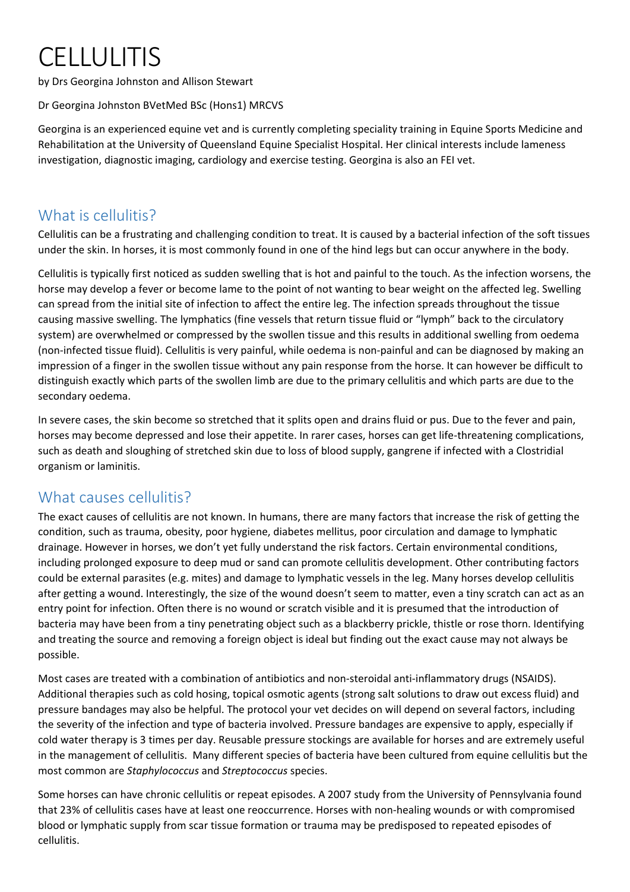# CELLULITIS

by Drs Georgina Johnston and Allison Stewart

Dr Georgina Johnston BVetMed BSc (Hons1) MRCVS

Georgina is an experienced equine vet and is currently completing speciality training in Equine Sports Medicine and Rehabilitation at the University of Queensland Equine Specialist Hospital. Her clinical interests include lameness investigation, diagnostic imaging, cardiology and exercise testing. Georgina is also an FEI vet.

## What is cellulitis?

Cellulitis can be a frustrating and challenging condition to treat. It is caused by a bacterial infection of the soft tissues under the skin. In horses, it is most commonly found in one of the hind legs but can occur anywhere in the body.

Cellulitis is typically first noticed as sudden swelling that is hot and painful to the touch. As the infection worsens, the horse may develop a fever or become lame to the point of not wanting to bear weight on the affected leg. Swelling can spread from the initial site of infection to affect the entire leg. The infection spreads throughout the tissue causing massive swelling. The lymphatics (fine vessels that return tissue fluid or "lymph" back to the circulatory system) are overwhelmed or compressed by the swollen tissue and this results in additional swelling from oedema (non-infected tissue fluid). Cellulitis is very painful, while oedema is non-painful and can be diagnosed by making an impression of a finger in the swollen tissue without any pain response from the horse. It can however be difficult to distinguish exactly which parts of the swollen limb are due to the primary cellulitis and which parts are due to the secondary oedema.

In severe cases, the skin become so stretched that it splits open and drains fluid or pus. Due to the fever and pain, horses may become depressed and lose their appetite. In rarer cases, horses can get life-threatening complications, such as death and sloughing of stretched skin due to loss of blood supply, gangrene if infected with a Clostridial organism or laminitis.

## What causes cellulitis?

The exact causes of cellulitis are not known. In humans, there are many factors that increase the risk of getting the condition, such as trauma, obesity, poor hygiene, diabetes mellitus, poor circulation and damage to lymphatic drainage. However in horses, we don't yet fully understand the risk factors. Certain environmental conditions, including prolonged exposure to deep mud or sand can promote cellulitis development. Other contributing factors could be external parasites (e.g. mites) and damage to lymphatic vessels in the leg. Many horses develop cellulitis after getting a wound. Interestingly, the size of the wound doesn't seem to matter, even a tiny scratch can act as an entry point for infection. Often there is no wound or scratch visible and it is presumed that the introduction of bacteria may have been from a tiny penetrating object such as a blackberry prickle, thistle or rose thorn. Identifying and treating the source and removing a foreign object is ideal but finding out the exact cause may not always be possible.

Most cases are treated with a combination of antibiotics and non-steroidal anti-inflammatory drugs (NSAIDS). Additional therapies such as cold hosing, topical osmotic agents (strong salt solutions to draw out excess fluid) and pressure bandages may also be helpful. The protocol your vet decides on will depend on several factors, including the severity of the infection and type of bacteria involved. Pressure bandages are expensive to apply, especially if cold water therapy is 3 times per day. Reusable pressure stockings are available for horses and are extremely useful in the management of cellulitis. Many different species of bacteria have been cultured from equine cellulitis but the most common are *Staphylococcus* and *Streptococcus* species.

Some horses can have chronic cellulitis or repeat episodes. A 2007 study from the University of Pennsylvania found that 23% of cellulitis cases have at least one reoccurrence. Horses with non-healing wounds or with compromised blood or lymphatic supply from scar tissue formation or trauma may be predisposed to repeated episodes of cellulitis.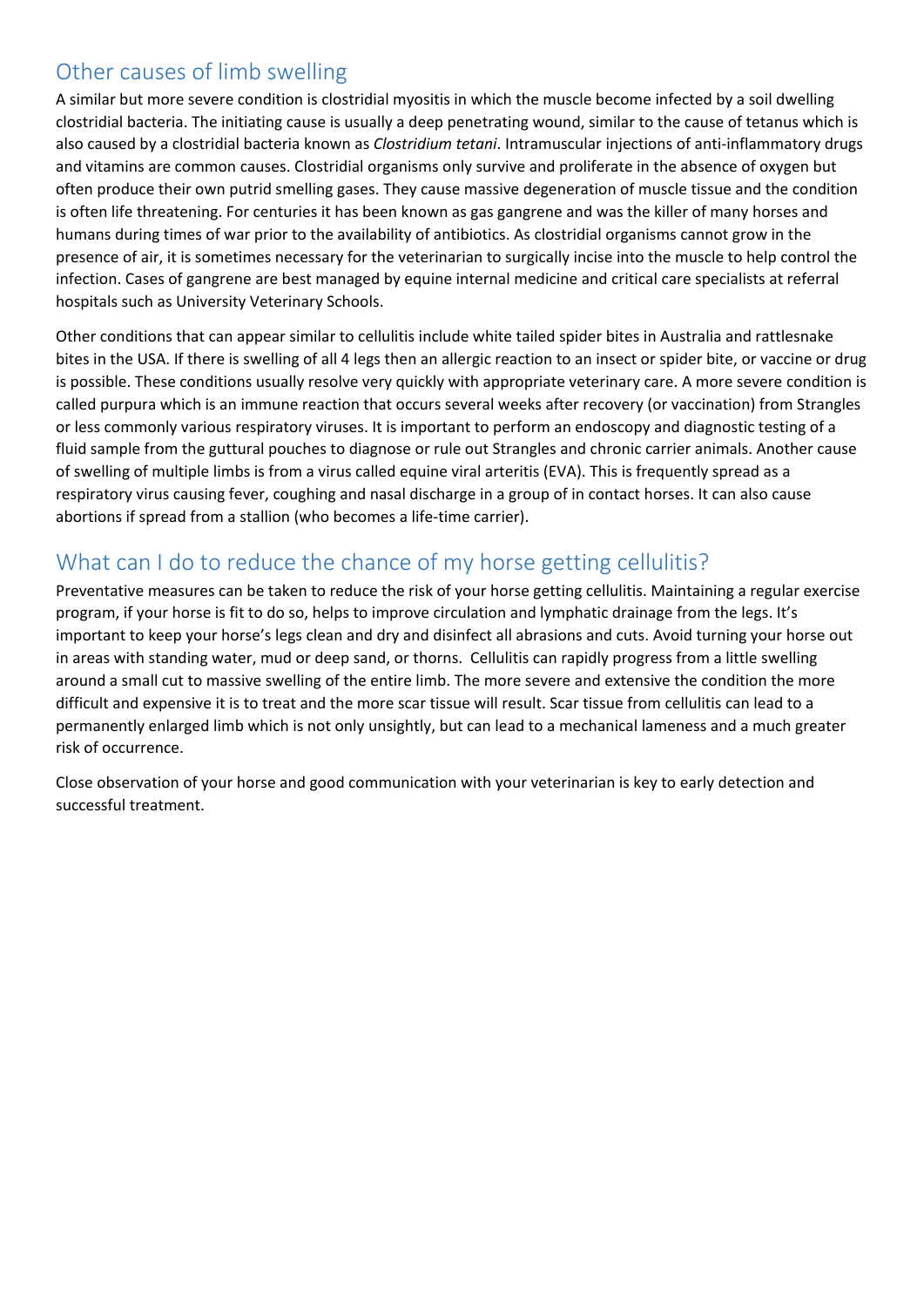## Other causes of limb swelling

A similar but more severe condition is clostridial myositis in which the muscle become infected by a soil dwelling clostridial bacteria. The initiating cause is usually a deep penetrating wound, similar to the cause of tetanus which is also caused by a clostridial bacteria known as *Clostridium tetani*. Intramuscular injections of anti-inflammatory drugs and vitamins are common causes. Clostridial organisms only survive and proliferate in the absence of oxygen but often produce their own putrid smelling gases. They cause massive degeneration of muscle tissue and the condition is often life threatening. For centuries it has been known as gas gangrene and was the killer of many horses and humans during times of war prior to the availability of antibiotics. As clostridial organisms cannot grow in the presence of air, it is sometimes necessary for the veterinarian to surgically incise into the muscle to help control the infection. Cases of gangrene are best managed by equine internal medicine and critical care specialists at referral hospitals such as University Veterinary Schools.

Other conditions that can appear similar to cellulitis include white tailed spider bites in Australia and rattlesnake bites in the USA. If there is swelling of all 4 legs then an allergic reaction to an insect or spider bite, or vaccine or drug is possible. These conditions usually resolve very quickly with appropriate veterinary care. A more severe condition is called purpura which is an immune reaction that occurs several weeks after recovery (or vaccination) from Strangles or less commonly various respiratory viruses. It is important to perform an endoscopy and diagnostic testing of a fluid sample from the guttural pouches to diagnose or rule out Strangles and chronic carrier animals. Another cause of swelling of multiple limbs is from a virus called equine viral arteritis (EVA). This is frequently spread as a respiratory virus causing fever, coughing and nasal discharge in a group of in contact horses. It can also cause abortions if spread from a stallion (who becomes a life-time carrier).

## What can I do to reduce the chance of my horse getting cellulitis?

Preventative measures can be taken to reduce the risk of your horse getting cellulitis. Maintaining a regular exercise program, if your horse is fit to do so, helps to improve circulation and lymphatic drainage from the legs. It's important to keep your horse's legs clean and dry and disinfect all abrasions and cuts. Avoid turning your horse out in areas with standing water, mud or deep sand, or thorns. Cellulitis can rapidly progress from a little swelling around a small cut to massive swelling of the entire limb. The more severe and extensive the condition the more difficult and expensive it is to treat and the more scar tissue will result. Scar tissue from cellulitis can lead to a permanently enlarged limb which is not only unsightly, but can lead to a mechanical lameness and a much greater risk of occurrence.

Close observation of your horse and good communication with your veterinarian is key to early detection and successful treatment.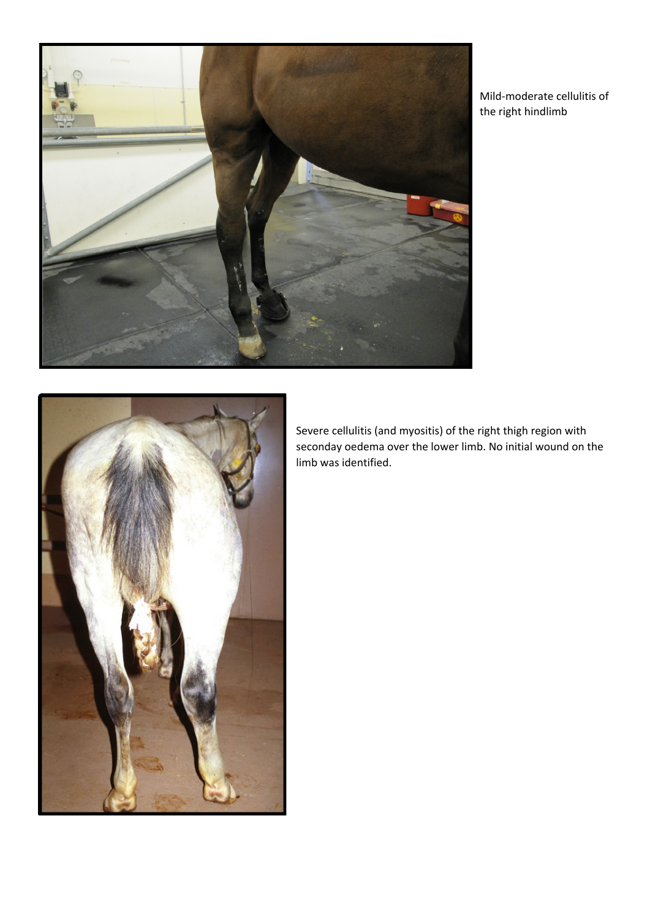Mild-moderate cellulitis of the right hindlimb

Severe cellulitis (and myositis) of the right thigh region with seconday oedema over the lower limb. No initial wound on the limb was identified.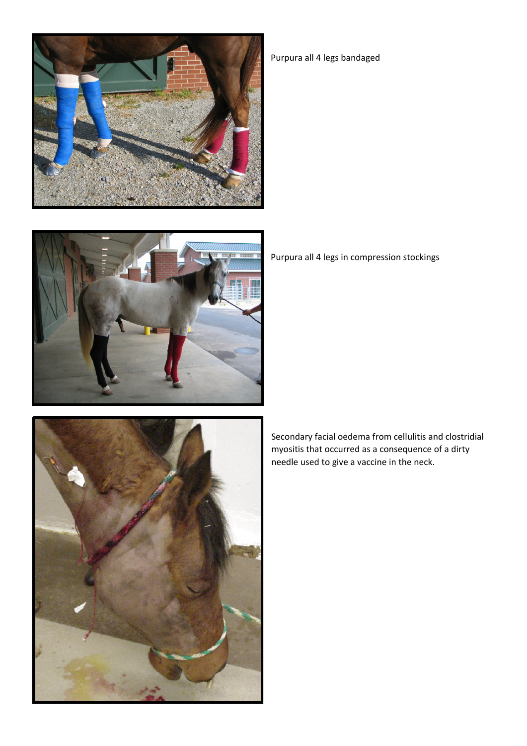Purpura all 4 legs bandaged

Purpura all 4 legs in compression stockings

Secondary facial oedema from cellulitis and clostridial myositis that occurred as a consequence of a dirty needle used to give a vaccine in the neck.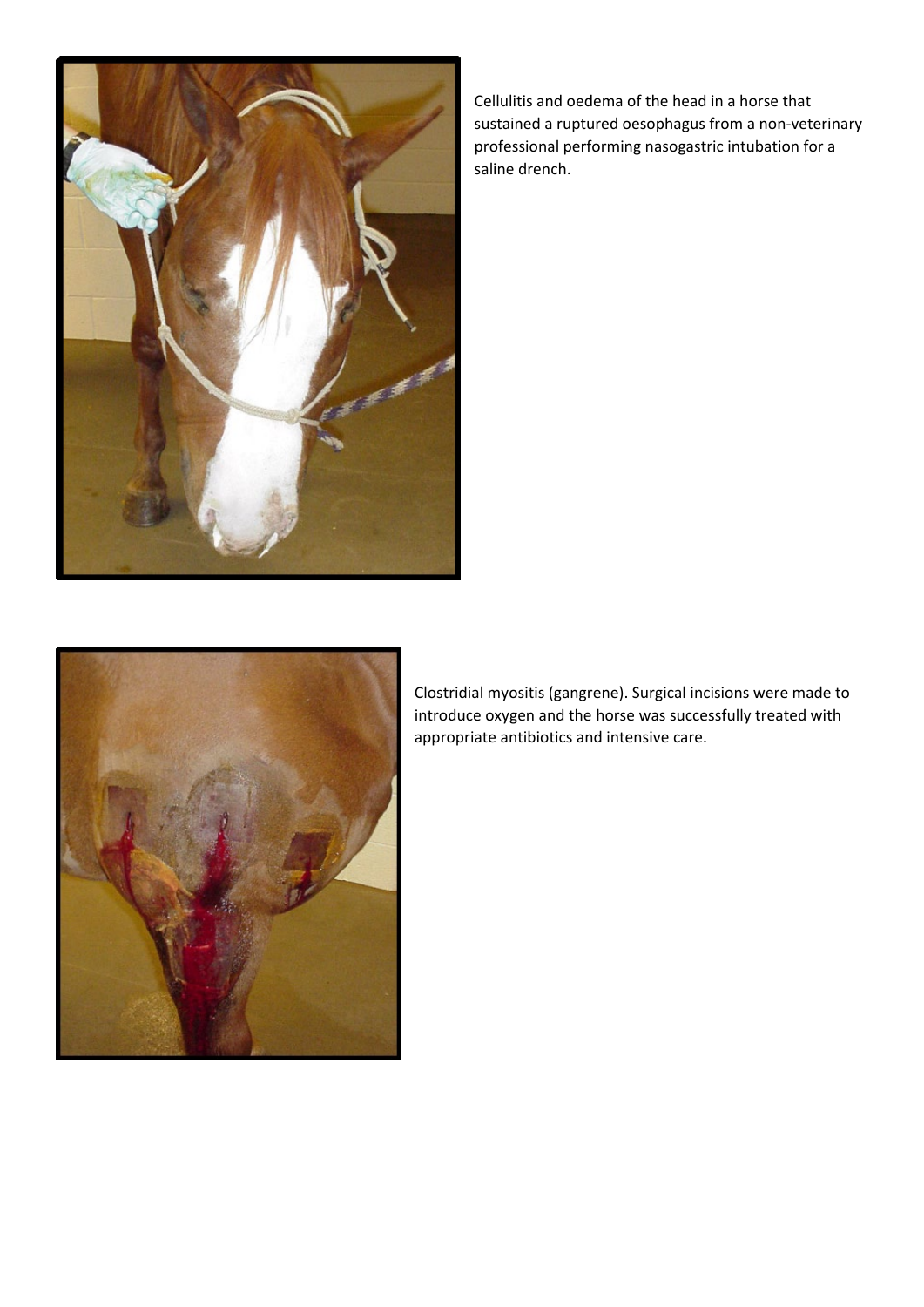Cellulitis and oedema of the head in a horse that sustained a ruptured oesophagus from a non-veterinary professional performing nasogastric intubation for a saline drench.

Clostridial myositis (gangrene). Surgical incisions were made to introduce oxygen and the horse was successfully treated with appropriate antibiotics and intensive care.